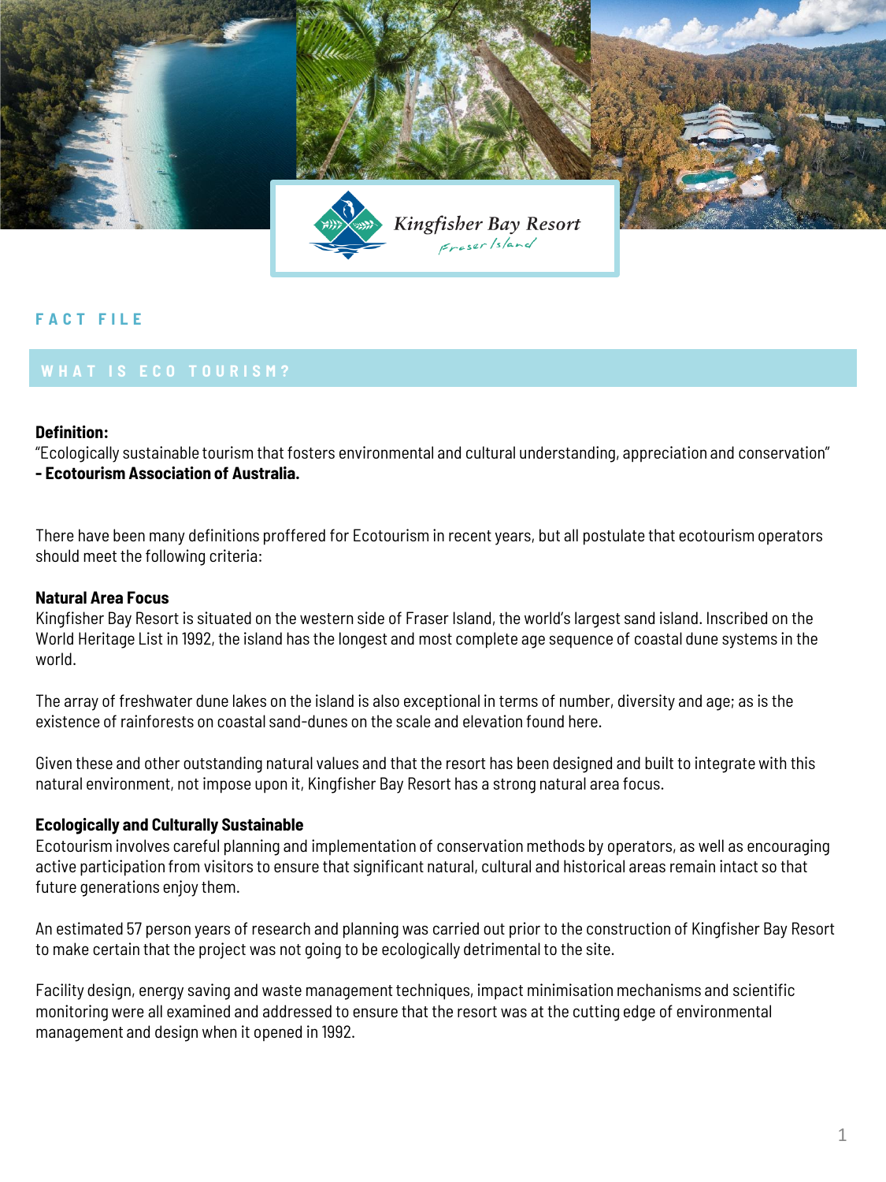Kingfisher Bay Resort
Fraser Island

FACT FILE

## WHAT IS ECO TOURISM?

**Definition:**
"Ecologically sustainable tourism that fosters environmental and cultural understanding, appreciation and conservation"
**- Ecotourism Association of Australia.**

There have been many definitions proffered for Ecotourism in recent years, but all postulate that ecotourism operators should meet the following criteria:

**Natural Area Focus**
Kingfisher Bay Resort is situated on the western side of Fraser Island, the world's largest sand island. Inscribed on the World Heritage List in 1992, the island has the longest and most complete age sequence of coastal dune systems in the world.

The array of freshwater dune lakes on the island is also exceptional in terms of number, diversity and age; as is the existence of rainforests on coastal sand-dunes on the scale and elevation found here.

Given these and other outstanding natural values and that the resort has been designed and built to integrate with this natural environment, not impose upon it, Kingfisher Bay Resort has a strong natural area focus.

**Ecologically and Culturally Sustainable**
Ecotourism involves careful planning and implementation of conservation methods by operators, as well as encouraging active participation from visitors to ensure that significant natural, cultural and historical areas remain intact so that future generations enjoy them.

An estimated 57 person years of research and planning was carried out prior to the construction of Kingfisher Bay Resort to make certain that the project was not going to be ecologically detrimental to the site.

Facility design, energy saving and waste management techniques, impact minimisation mechanisms and scientific monitoring were all examined and addressed to ensure that the resort was at the cutting edge of environmental management and design when it opened in 1992.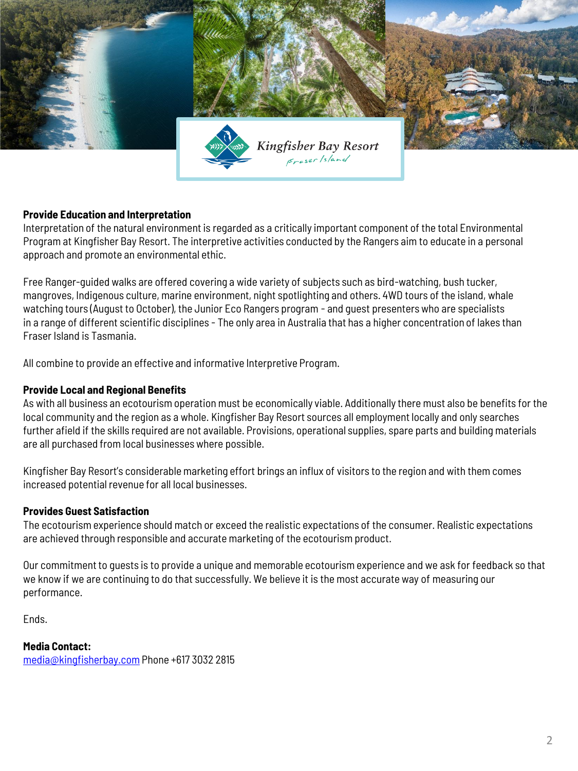**Provide Education and Interpretation**

Interpretation of the natural environment is regarded as a critically important component of the total Environmental Program at Kingfisher Bay Resort. The interpretive activities conducted by the Rangers aim to educate in a personal approach and promote an environmental ethic.

Free Ranger-guided walks are offered covering a wide variety of subjects such as bird-watching, bush tucker, mangroves, Indigenous culture, marine environment, night spotlighting and others. 4WD tours of the island, whale watching tours (August to October), the Junior Eco Rangers program - and guest presenters who are specialists in a range of different scientific disciplines - The only area in Australia that has a higher concentration of lakes than Fraser Island is Tasmania.

All combine to provide an effective and informative Interpretive Program.

**Provide Local and Regional Benefits**

As with all business an ecotourism operation must be economically viable. Additionally there must also be benefits for the local community and the region as a whole. Kingfisher Bay Resort sources all employment locally and only searches further afield if the skills required are not available. Provisions, operational supplies, spare parts and building materials are all purchased from local businesses where possible.

Kingfisher Bay Resort's considerable marketing effort brings an influx of visitors to the region and with them comes increased potential revenue for all local businesses.

**Provides Guest Satisfaction**

The ecotourism experience should match or exceed the realistic expectations of the consumer. Realistic expectations are achieved through responsible and accurate marketing of the ecotourism product.

Our commitment to guests is to provide a unique and memorable ecotourism experience and we ask for feedback so that we know if we are continuing to do that successfully. We believe it is the most accurate way of measuring our performance.

Ends.

**Media Contact:**
[media@kingfisherbay.com](mailto:media@kingfisherbay.com) Phone +617 3032 2815